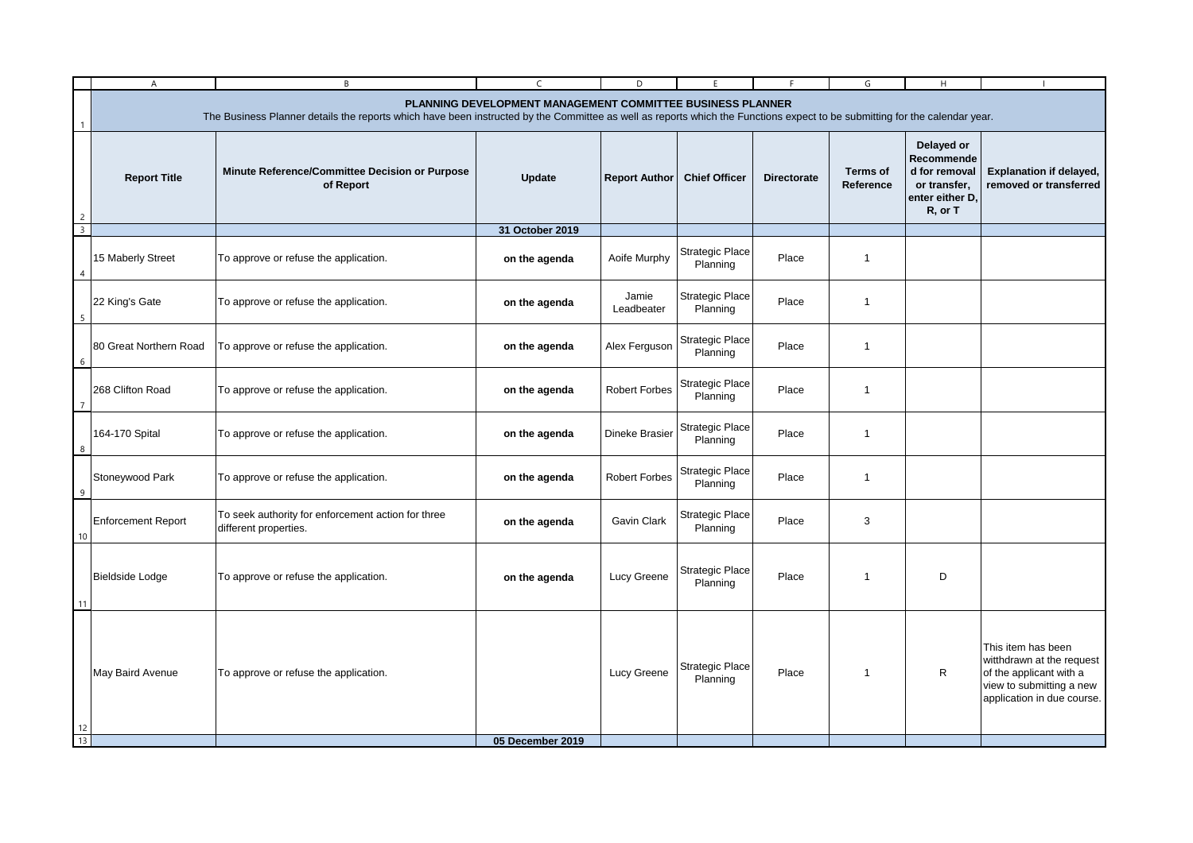# PLANNING DEVELOPMENT MANAGEMENT COMMITTEE BUSINESS PLANNER

The Business Planner details the reports which have been instructed by the Committee as well as reports which the Functions expect to be submitting for the calendar year.

| Report Title | Minute Reference/Committee Decision or Purpose of Report | Update | Report Author | Chief Officer | Directorate | Terms of Reference | Delayed or Recommended for removal or transfer, enter either D, R, or T | Explanation if delayed, removed or transferred |
|---|---|---|---|---|---|---|---|---|
| | | **31 October 2019** | | | | | | |
| 15 Maberly Street | To approve or refuse the application. | **on the agenda** | Aoife Murphy | Strategic Place Planning | Place | 1 | | |
| 22 King's Gate | To approve or refuse the application. | **on the agenda** | Jamie Leadbeater | Strategic Place Planning | Place | 1 | | |
| 80 Great Northern Road | To approve or refuse the application. | **on the agenda** | Alex Ferguson | Strategic Place Planning | Place | 1 | | |
| 268 Clifton Road | To approve or refuse the application. | **on the agenda** | Robert Forbes | Strategic Place Planning | Place | 1 | | |
| 164-170 Spital | To approve or refuse the application. | **on the agenda** | Dineke Brasier | Strategic Place Planning | Place | 1 | | |
| Stoneywood Park | To approve or refuse the application. | **on the agenda** | Robert Forbes | Strategic Place Planning | Place | 1 | | |
| Enforcement Report | To seek authority for enforcement action for three different properties. | **on the agenda** | Gavin Clark | Strategic Place Planning | Place | 3 | | |
| Bieldside Lodge | To approve or refuse the application. | **on the agenda** | Lucy Greene | Strategic Place Planning | Place | 1 | D | |
| May Baird Avenue | To approve or refuse the application. | | Lucy Greene | Strategic Place Planning | Place | 1 | R | This item has been witthdrawn at the request of the applicant with a view to submitting a new application in due course. |
| | | **05 December 2019** | | | | | | |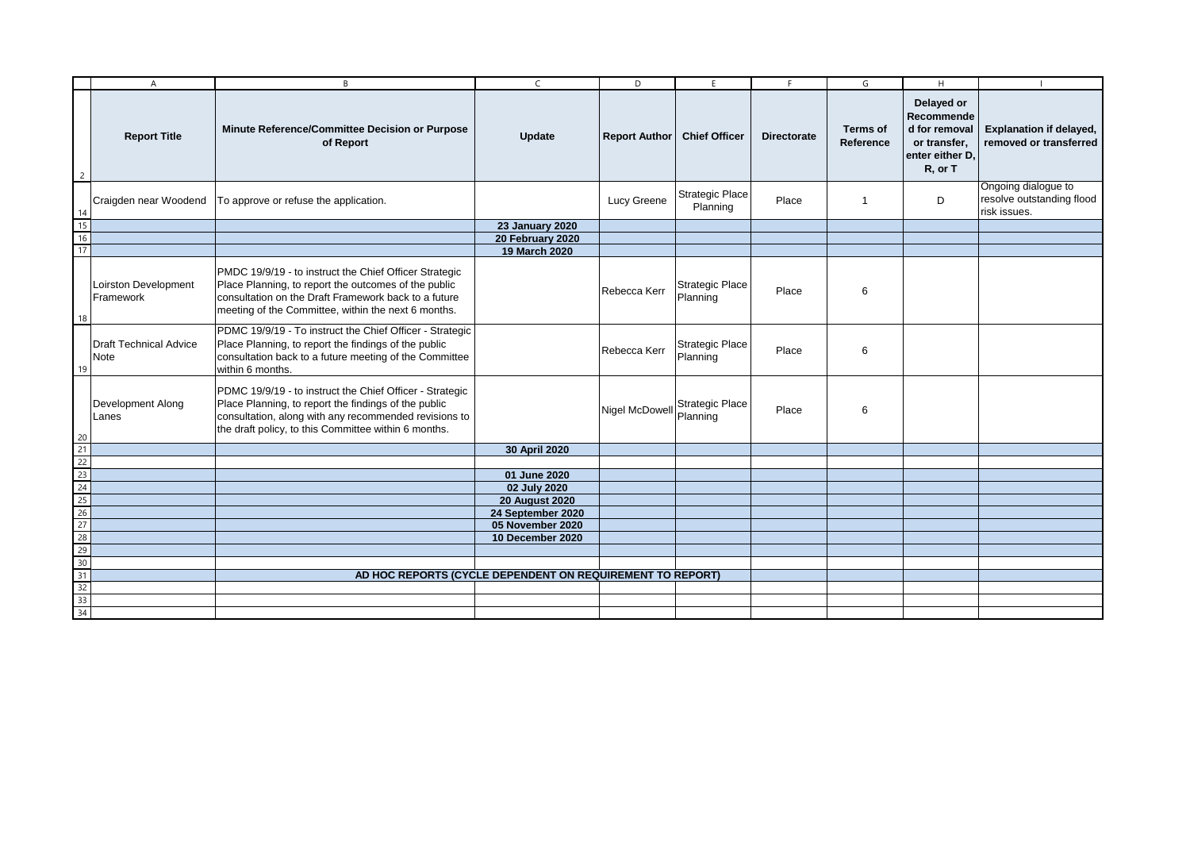| Report Title | Minute Reference/Committee Decision or Purpose of Report | Update | Report Author | Chief Officer | Directorate | Terms of Reference | Delayed or Recommended for removal or transfer, enter either D, R, or T | Explanation if delayed, removed or transferred |
|---|---|---|---|---|---|---|---|---|
| Craigden near Woodend | To approve or refuse the application. | | Lucy Greene | Strategic Place Planning | Place | 1 | D | Ongoing dialogue to resolve outstanding flood risk issues. |
| | | **23 January 2020** | | | | | | |
| | | **20 February 2020** | | | | | | |
| | | **19 March 2020** | | | | | | |
| Loirston Development Framework | PMDC 19/9/19 - to instruct the Chief Officer Strategic Place Planning, to report the outcomes of the public consultation on the Draft Framework back to a future meeting of the Committee, within the next 6 months. | | Rebecca Kerr | Strategic Place Planning | Place | 6 | | |
| Draft Technical Advice Note | PDMC 19/9/19 - To instruct the Chief Officer - Strategic Place Planning, to report the findings of the public consultation back to a future meeting of the Committee within 6 months. | | Rebecca Kerr | Strategic Place Planning | Place | 6 | | |
| Development Along Lanes | PDMC 19/9/19 - to instruct the Chief Officer - Strategic Place Planning, to report the findings of the public consultation, along with any recommended revisions to the draft policy, to this Committee within 6 months. | | Nigel McDowell | Strategic Place Planning | Place | 6 | | |
| | | **30 April 2020** | | | | | | |
| | | | | | | | | |
| | | **01 June 2020** | | | | | | |
| | | **02 July 2020** | | | | | | |
| | | **20 August 2020** | | | | | | |
| | | **24 September 2020** | | | | | | |
| | | **05 November 2020** | | | | | | |
| | | **10 December 2020** | | | | | | |
| | | | | | | | | |
| | | | | | | | | |
| | **AD HOC REPORTS (CYCLE DEPENDENT ON REQUIREMENT TO REPORT)** | | | | | | | |
| | | | | | | | | |
| | | | | | | | | |
| | | | | | | | | |